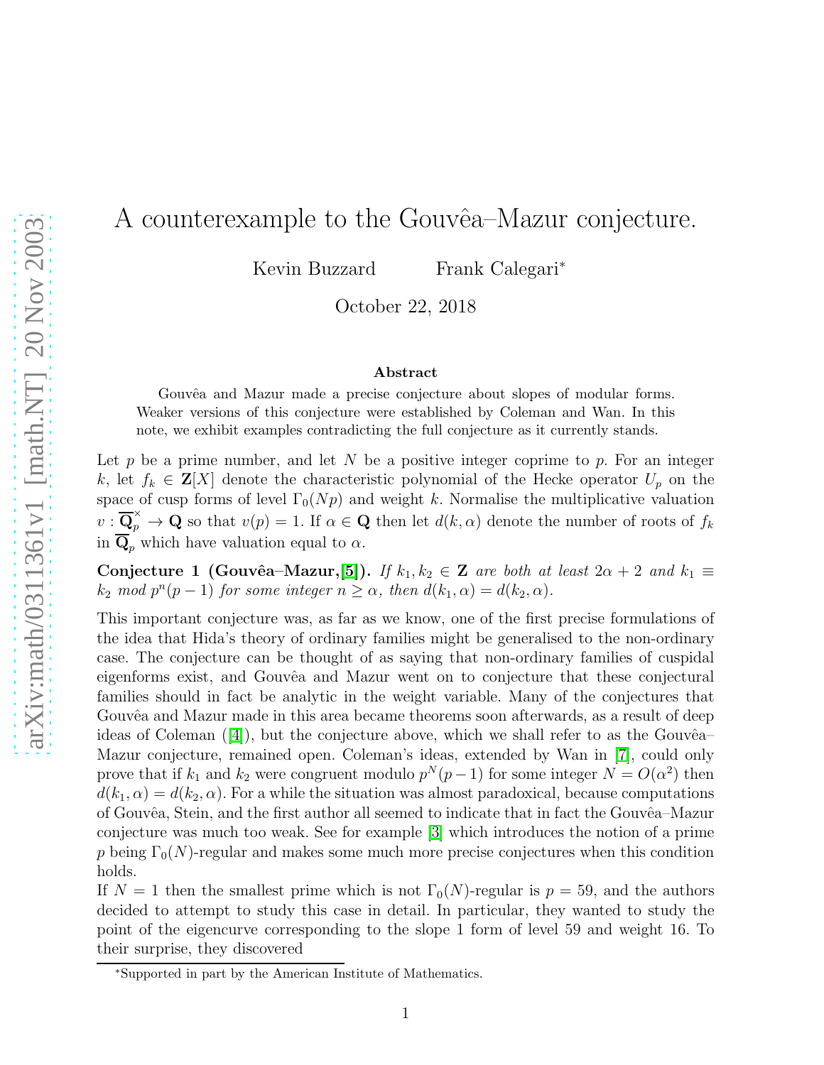# A counterexample to the Gouvêa–Mazur conjecture.

Kevin Buzzard Frank Calegari*

October 22, 2018

**Abstract**

Gouvêa and Mazur made a precise conjecture about slopes of modular forms. Weaker versions of this conjecture were established by Coleman and Wan. In this note, we exhibit examples contradicting the full conjecture as it currently stands.

Let $p$ be a prime number, and let $N$ be a positive integer coprime to $p$. For an integer $k$, let $f_k \in \mathbf{Z}[X]$ denote the characteristic polynomial of the Hecke operator $U_p$ on the space of cusp forms of level $\Gamma_0(Np)$ and weight $k$. Normalise the multiplicative valuation $v : \overline{\mathbf{Q}}_p^\times \to \mathbf{Q}$ so that $v(p) = 1$. If $\alpha \in \mathbf{Q}$ then let $d(k, \alpha)$ denote the number of roots of $f_k$ in $\overline{\mathbf{Q}}_p$ which have valuation equal to $\alpha$.

**Conjecture 1 (Gouvêa–Mazur,[5]).** *If $k_1, k_2 \in \mathbf{Z}$ are both at least $2\alpha + 2$ and $k_1 \equiv k_2$ mod $p^n(p-1)$ for some integer $n \geq \alpha$, then $d(k_1, \alpha) = d(k_2, \alpha)$.*

This important conjecture was, as far as we know, one of the first precise formulations of the idea that Hida's theory of ordinary families might be generalised to the non-ordinary case. The conjecture can be thought of as saying that non-ordinary families of cuspidal eigenforms exist, and Gouvêa and Mazur went on to conjecture that these conjectural families should in fact be analytic in the weight variable. Many of the conjectures that Gouvêa and Mazur made in this area became theorems soon afterwards, as a result of deep ideas of Coleman ([4]), but the conjecture above, which we shall refer to as the Gouvêa–Mazur conjecture, remained open. Coleman's ideas, extended by Wan in [7], could only prove that if $k_1$ and $k_2$ were congruent modulo $p^N(p-1)$ for some integer $N = O(\alpha^2)$ then $d(k_1, \alpha) = d(k_2, \alpha)$. For a while the situation was almost paradoxical, because computations of Gouvêa, Stein, and the first author all seemed to indicate that in fact the Gouvêa–Mazur conjecture was much too weak. See for example [3] which introduces the notion of a prime $p$ being $\Gamma_0(N)$-regular and makes some much more precise conjectures when this condition holds.

If $N = 1$ then the smallest prime which is not $\Gamma_0(N)$-regular is $p = 59$, and the authors decided to attempt to study this case in detail. In particular, they wanted to study the point of the eigencurve corresponding to the slope 1 form of level 59 and weight 16. To their surprise, they discovered

*Supported in part by the American Institute of Mathematics.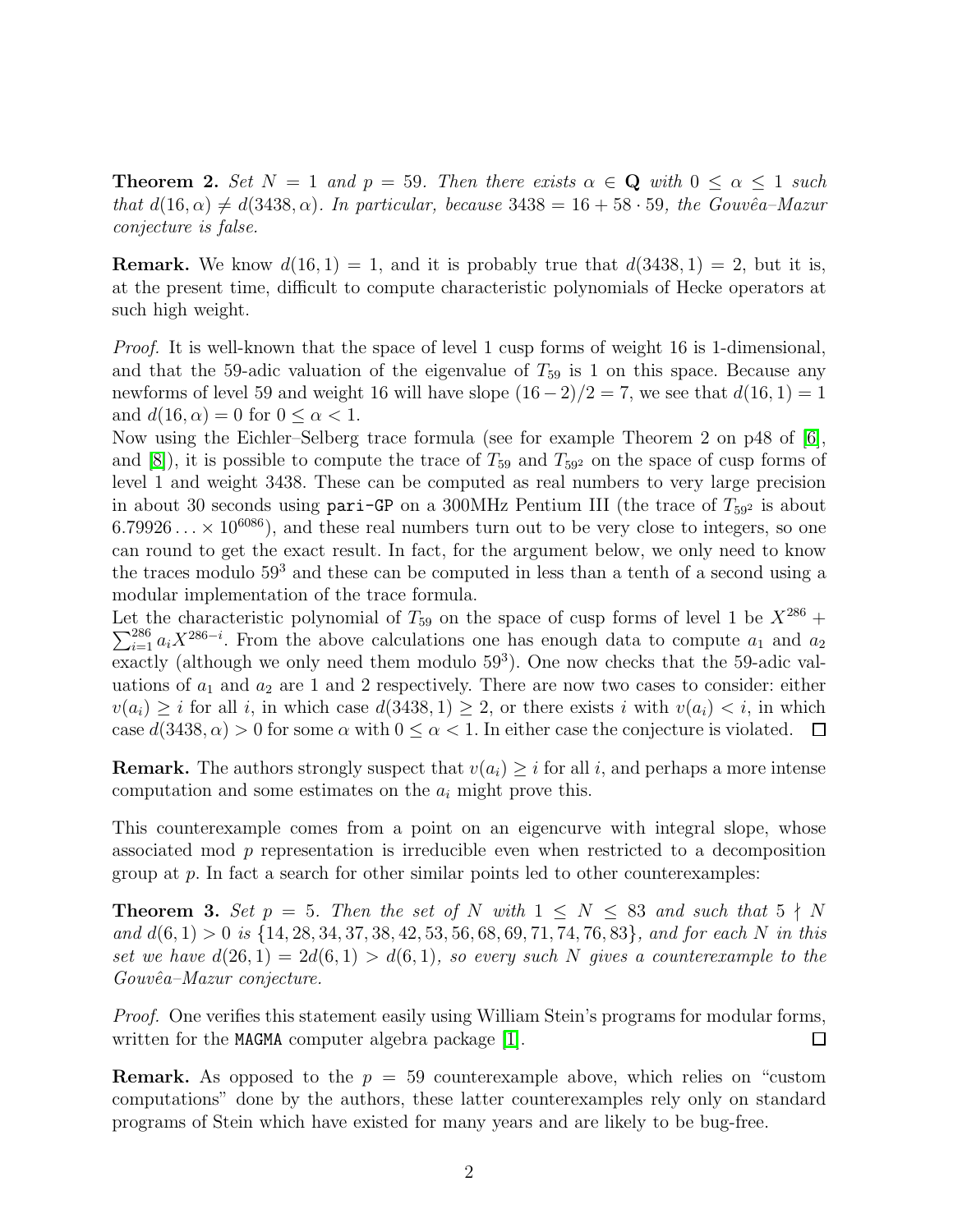**Theorem 2.** *Set $N = 1$ and $p = 59$. Then there exists $\alpha \in \mathbf{Q}$ with $0 \leq \alpha \leq 1$ such that $d(16, \alpha) \neq d(3438, \alpha)$. In particular, because $3438 = 16 + 58 \cdot 59$, the Gouvêa–Mazur conjecture is false.*

**Remark.** We know $d(16, 1) = 1$, and it is probably true that $d(3438, 1) = 2$, but it is, at the present time, difficult to compute characteristic polynomials of Hecke operators at such high weight.

*Proof.* It is well-known that the space of level 1 cusp forms of weight 16 is 1-dimensional, and that the 59-adic valuation of the eigenvalue of $T_{59}$ is 1 on this space. Because any newforms of level 59 and weight 16 will have slope $(16-2)/2 = 7$, we see that $d(16, 1) = 1$ and $d(16, \alpha) = 0$ for $0 \leq \alpha < 1$.

Now using the Eichler–Selberg trace formula (see for example Theorem 2 on p48 of [6], and [8]), it is possible to compute the trace of $T_{59}$ and $T_{59^2}$ on the space of cusp forms of level 1 and weight 3438. These can be computed as real numbers to very large precision in about 30 seconds using `pari-GP` on a 300MHz Pentium III (the trace of $T_{59^2}$ is about $6.79926\ldots \times 10^{6086}$), and these real numbers turn out to be very close to integers, so one can round to get the exact result. In fact, for the argument below, we only need to know the traces modulo $59^3$ and these can be computed in less than a tenth of a second using a modular implementation of the trace formula.

Let the characteristic polynomial of $T_{59}$ on the space of cusp forms of level 1 be $X^{286} + \sum_{i=1}^{286} a_i X^{286-i}$. From the above calculations one has enough data to compute $a_1$ and $a_2$ exactly (although we only need them modulo $59^3$). One now checks that the 59-adic valuations of $a_1$ and $a_2$ are 1 and 2 respectively. There are now two cases to consider: either $v(a_i) \geq i$ for all $i$, in which case $d(3438, 1) \geq 2$, or there exists $i$ with $v(a_i) < i$, in which case $d(3438, \alpha) > 0$ for some $\alpha$ with $0 \leq \alpha < 1$. In either case the conjecture is violated. $\square$

**Remark.** The authors strongly suspect that $v(a_i) \geq i$ for all $i$, and perhaps a more intense computation and some estimates on the $a_i$ might prove this.

This counterexample comes from a point on an eigencurve with integral slope, whose associated mod $p$ representation is irreducible even when restricted to a decomposition group at $p$. In fact a search for other similar points led to other counterexamples:

**Theorem 3.** *Set $p = 5$. Then the set of $N$ with $1 \leq N \leq 83$ and such that $5 \nmid N$ and $d(6, 1) > 0$ is $\{14, 28, 34, 37, 38, 42, 53, 56, 68, 69, 71, 74, 76, 83\}$, and for each $N$ in this set we have $d(26, 1) = 2d(6, 1) > d(6, 1)$, so every such $N$ gives a counterexample to the Gouvêa–Mazur conjecture.*

*Proof.* One verifies this statement easily using William Stein's programs for modular forms, written for the `MAGMA` computer algebra package [1]. $\square$

**Remark.** As opposed to the $p = 59$ counterexample above, which relies on "custom computations" done by the authors, these latter counterexamples rely only on standard programs of Stein which have existed for many years and are likely to be bug-free.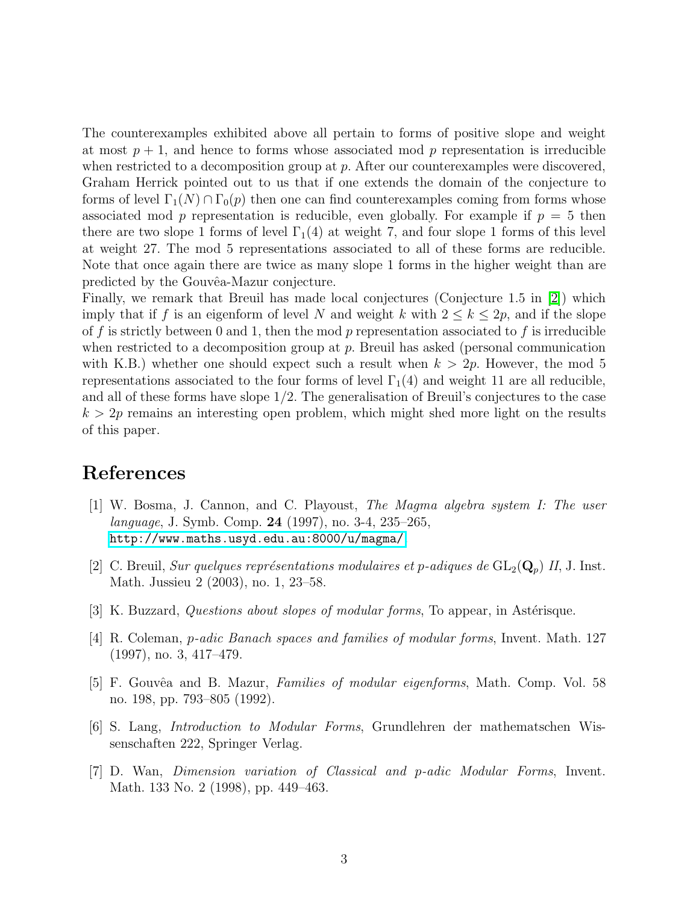The counterexamples exhibited above all pertain to forms of positive slope and weight at most $p+1$, and hence to forms whose associated mod $p$ representation is irreducible when restricted to a decomposition group at $p$. After our counterexamples were discovered, Graham Herrick pointed out to us that if one extends the domain of the conjecture to forms of level $\Gamma_1(N) \cap \Gamma_0(p)$ then one can find counterexamples coming from forms whose associated mod $p$ representation is reducible, even globally. For example if $p = 5$ then there are two slope 1 forms of level $\Gamma_1(4)$ at weight 7, and four slope 1 forms of this level at weight 27. The mod 5 representations associated to all of these forms are reducible. Note that once again there are twice as many slope 1 forms in the higher weight than are predicted by the Gouvêa-Mazur conjecture.

Finally, we remark that Breuil has made local conjectures (Conjecture 1.5 in [2]) which imply that if $f$ is an eigenform of level $N$ and weight $k$ with $2 \leq k \leq 2p$, and if the slope of $f$ is strictly between 0 and 1, then the mod $p$ representation associated to $f$ is irreducible when restricted to a decomposition group at $p$. Breuil has asked (personal communication with K.B.) whether one should expect such a result when $k > 2p$. However, the mod 5 representations associated to the four forms of level $\Gamma_1(4)$ and weight 11 are all reducible, and all of these forms have slope 1/2. The generalisation of Breuil's conjectures to the case $k > 2p$ remains an interesting open problem, which might shed more light on the results of this paper.

# References

[1] W. Bosma, J. Cannon, and C. Playoust, *The Magma algebra system I: The user language*, J. Symb. Comp. **24** (1997), no. 3-4, 235–265, `http://www.maths.usyd.edu.au:8000/u/magma/`

[2] C. Breuil, *Sur quelques représentations modulaires et p-adiques de* $\mathrm{GL}_2(\mathbf{Q}_p)$ *II*, J. Inst. Math. Jussieu 2 (2003), no. 1, 23–58.

[3] K. Buzzard, *Questions about slopes of modular forms*, To appear, in Astérisque.

[4] R. Coleman, *p-adic Banach spaces and families of modular forms*, Invent. Math. 127 (1997), no. 3, 417–479.

[5] F. Gouvêa and B. Mazur, *Families of modular eigenforms*, Math. Comp. Vol. 58 no. 198, pp. 793–805 (1992).

[6] S. Lang, *Introduction to Modular Forms*, Grundlehren der mathematschen Wissenschaften 222, Springer Verlag.

[7] D. Wan, *Dimension variation of Classical and p-adic Modular Forms*, Invent. Math. 133 No. 2 (1998), pp. 449–463.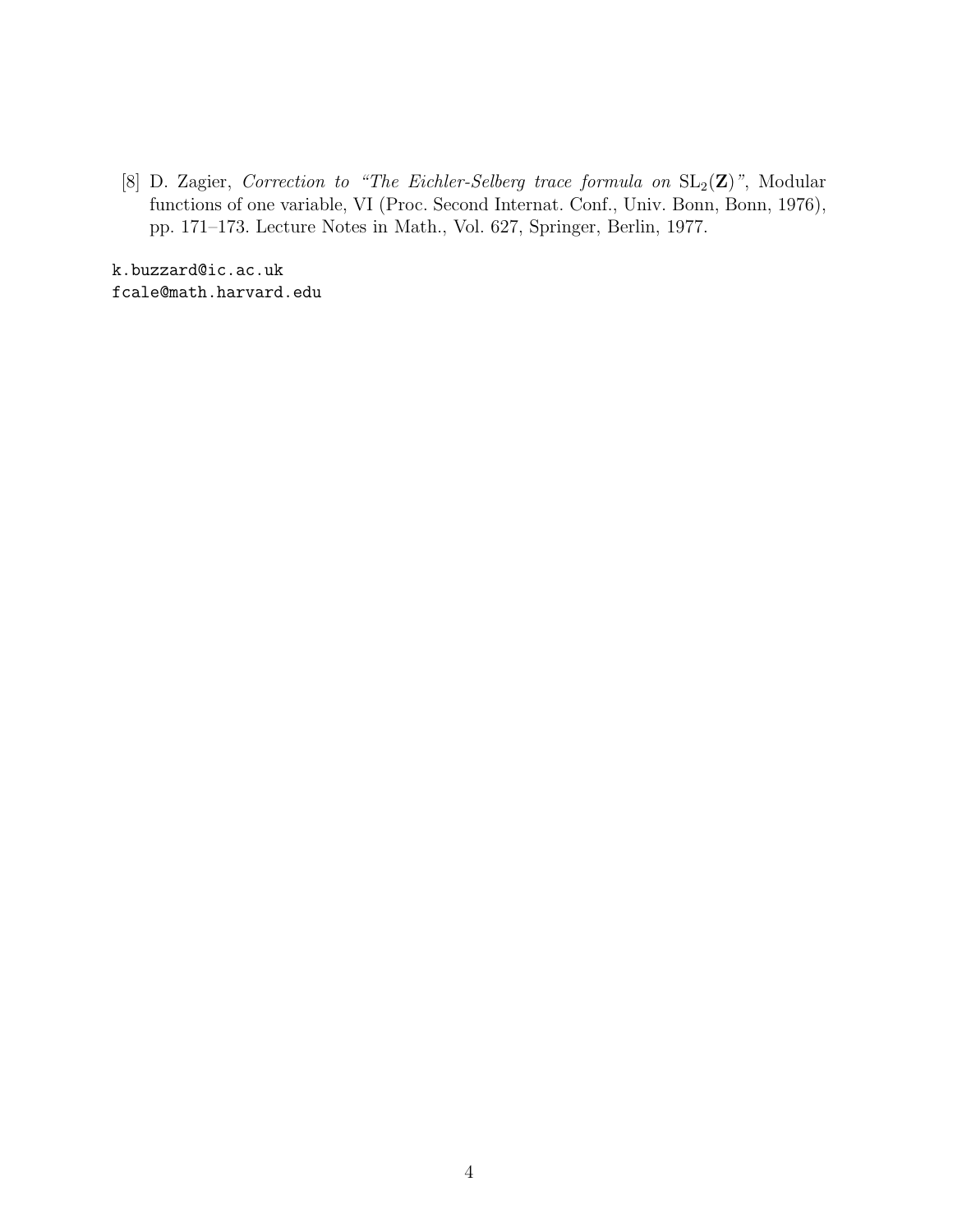[8] D. Zagier, *Correction to "The Eichler-Selberg trace formula on* $\mathrm{SL}_2(\mathbf{Z})$*"*, Modular functions of one variable, VI (Proc. Second Internat. Conf., Univ. Bonn, Bonn, 1976), pp. 171–173. Lecture Notes in Math., Vol. 627, Springer, Berlin, 1977.

k.buzzard@ic.ac.uk
fcale@math.harvard.edu